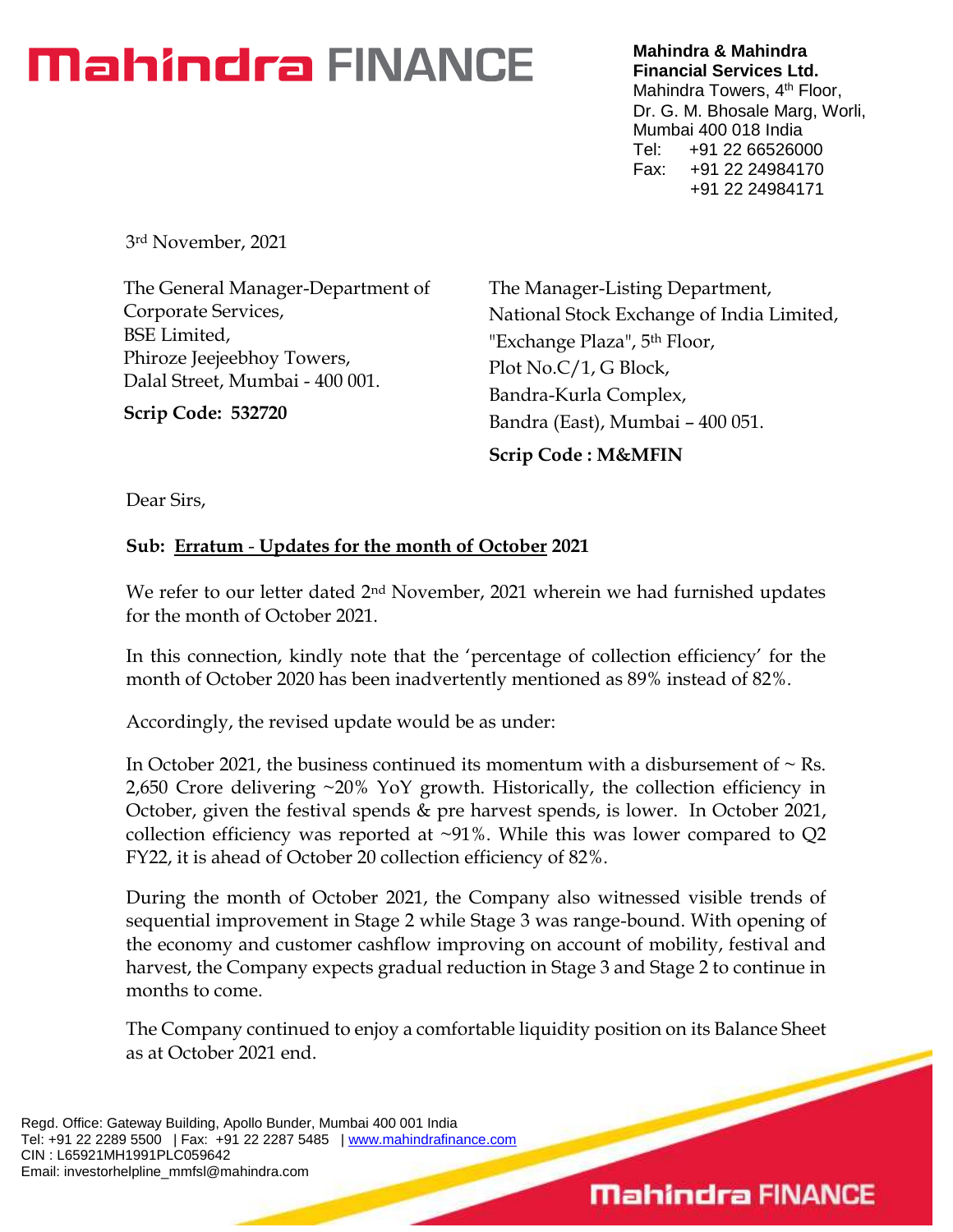# Mahindra FINANCE

**Mahindra & Mahindra Financial Services Ltd.**
Mahindra Towers, 4th Floor,
Dr. G. M. Bhosale Marg, Worli,
Mumbai 400 018 India
Tel: +91 22 66526000
Fax: +91 22 24984170
+91 22 24984171

3rd November, 2021

The General Manager-Department of Corporate Services,
BSE Limited,
Phiroze Jeejeebhoy Towers,
Dalal Street, Mumbai - 400 001.

**Scrip Code: 532720**

The Manager-Listing Department,
National Stock Exchange of India Limited,
"Exchange Plaza", 5th Floor,
Plot No.C/1, G Block,
Bandra-Kurla Complex,
Bandra (East), Mumbai – 400 051.

**Scrip Code : M&MFIN**

Dear Sirs,

**Sub: Erratum - Updates for the month of October 2021**

We refer to our letter dated 2nd November, 2021 wherein we had furnished updates for the month of October 2021.

In this connection, kindly note that the 'percentage of collection efficiency' for the month of October 2020 has been inadvertently mentioned as 89% instead of 82%.

Accordingly, the revised update would be as under:

In October 2021, the business continued its momentum with a disbursement of ~ Rs. 2,650 Crore delivering ~20% YoY growth. Historically, the collection efficiency in October, given the festival spends & pre harvest spends, is lower. In October 2021, collection efficiency was reported at ~91%. While this was lower compared to Q2 FY22, it is ahead of October 20 collection efficiency of 82%.

During the month of October 2021, the Company also witnessed visible trends of sequential improvement in Stage 2 while Stage 3 was range-bound. With opening of the economy and customer cashflow improving on account of mobility, festival and harvest, the Company expects gradual reduction in Stage 3 and Stage 2 to continue in months to come.

The Company continued to enjoy a comfortable liquidity position on its Balance Sheet as at October 2021 end.

Regd. Office: Gateway Building, Apollo Bunder, Mumbai 400 001 India
Tel: +91 22 2289 5500 | Fax: +91 22 2287 5485 | www.mahindrafinance.com
CIN : L65921MH1991PLC059642
Email: investorhelpline_mmfsl@mahindra.com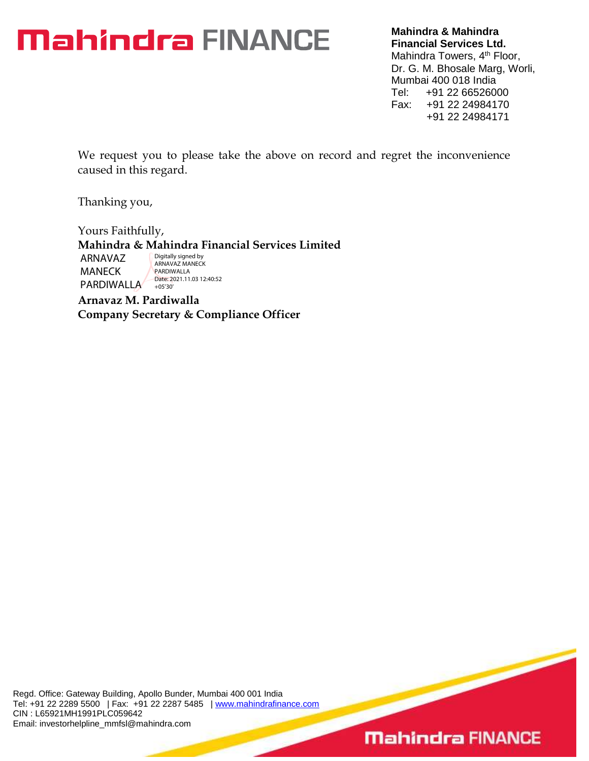We request you to please take the above on record and regret the inconvenience caused in this regard.

Thanking you,

Yours Faithfully,
**Mahindra & Mahindra Financial Services Limited**

ARNAVAZ MANECK PARDIWALLA

Digitally signed by ARNAVAZ MANECK PARDIWALLA
Date: 2021.11.03 12:40:52 +05'30'

**Arnavaz M. Pardiwalla**
**Company Secretary & Compliance Officer**